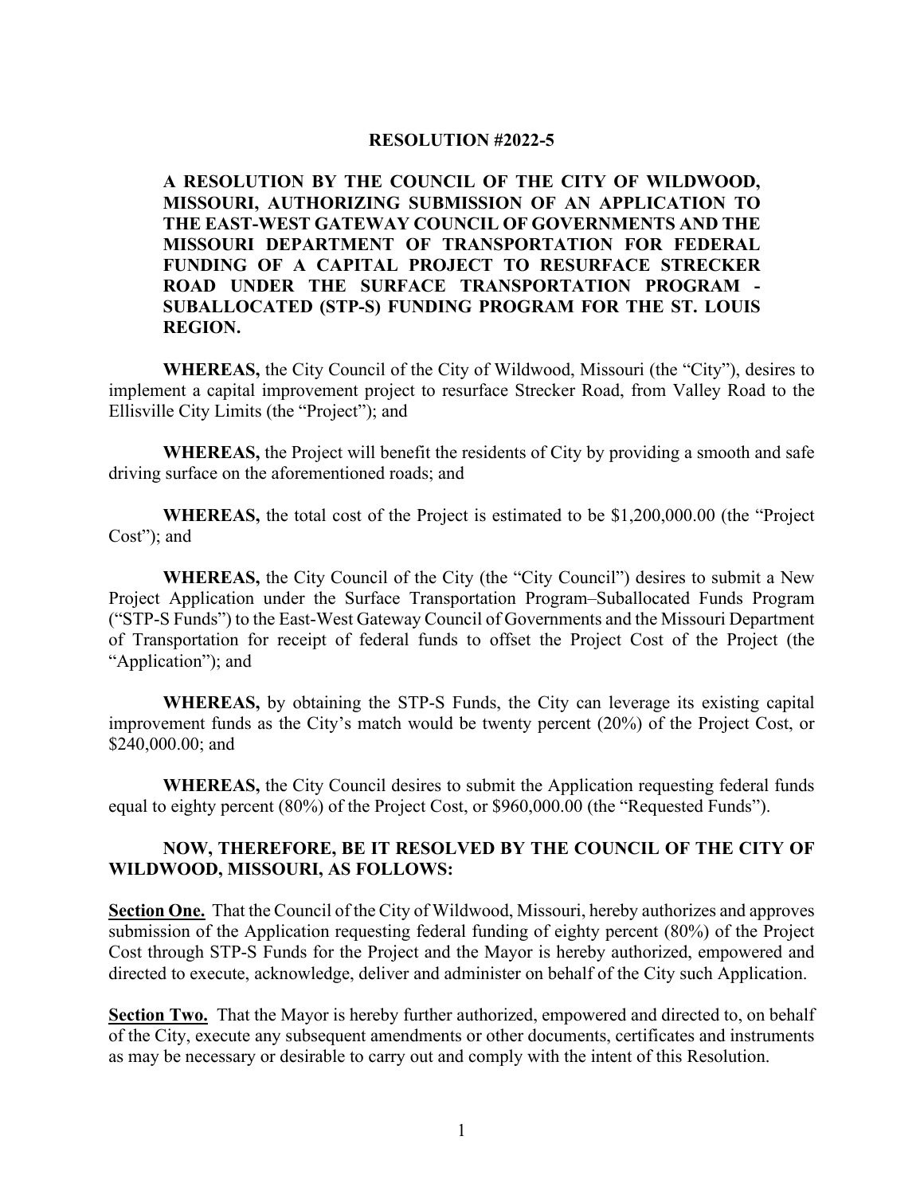# RESOLUTION #2022-5

**A RESOLUTION BY THE COUNCIL OF THE CITY OF WILDWOOD, MISSOURI, AUTHORIZING SUBMISSION OF AN APPLICATION TO THE EAST-WEST GATEWAY COUNCIL OF GOVERNMENTS AND THE MISSOURI DEPARTMENT OF TRANSPORTATION FOR FEDERAL FUNDING OF A CAPITAL PROJECT TO RESURFACE STRECKER ROAD UNDER THE SURFACE TRANSPORTATION PROGRAM - SUBALLOCATED (STP-S) FUNDING PROGRAM FOR THE ST. LOUIS REGION.**

**WHEREAS,** the City Council of the City of Wildwood, Missouri (the "City"), desires to implement a capital improvement project to resurface Strecker Road, from Valley Road to the Ellisville City Limits (the "Project"); and

**WHEREAS,** the Project will benefit the residents of City by providing a smooth and safe driving surface on the aforementioned roads; and

**WHEREAS,** the total cost of the Project is estimated to be $1,200,000.00 (the "Project Cost"); and

**WHEREAS,** the City Council of the City (the "City Council") desires to submit a New Project Application under the Surface Transportation Program–Suballocated Funds Program ("STP-S Funds") to the East-West Gateway Council of Governments and the Missouri Department of Transportation for receipt of federal funds to offset the Project Cost of the Project (the "Application"); and

**WHEREAS,** by obtaining the STP-S Funds, the City can leverage its existing capital improvement funds as the City's match would be twenty percent (20%) of the Project Cost, or $240,000.00; and

**WHEREAS,** the City Council desires to submit the Application requesting federal funds equal to eighty percent (80%) of the Project Cost, or $960,000.00 (the "Requested Funds").

**NOW, THEREFORE, BE IT RESOLVED BY THE COUNCIL OF THE CITY OF WILDWOOD, MISSOURI, AS FOLLOWS:**

**Section One.** That the Council of the City of Wildwood, Missouri, hereby authorizes and approves submission of the Application requesting federal funding of eighty percent (80%) of the Project Cost through STP-S Funds for the Project and the Mayor is hereby authorized, empowered and directed to execute, acknowledge, deliver and administer on behalf of the City such Application.

**Section Two.** That the Mayor is hereby further authorized, empowered and directed to, on behalf of the City, execute any subsequent amendments or other documents, certificates and instruments as may be necessary or desirable to carry out and comply with the intent of this Resolution.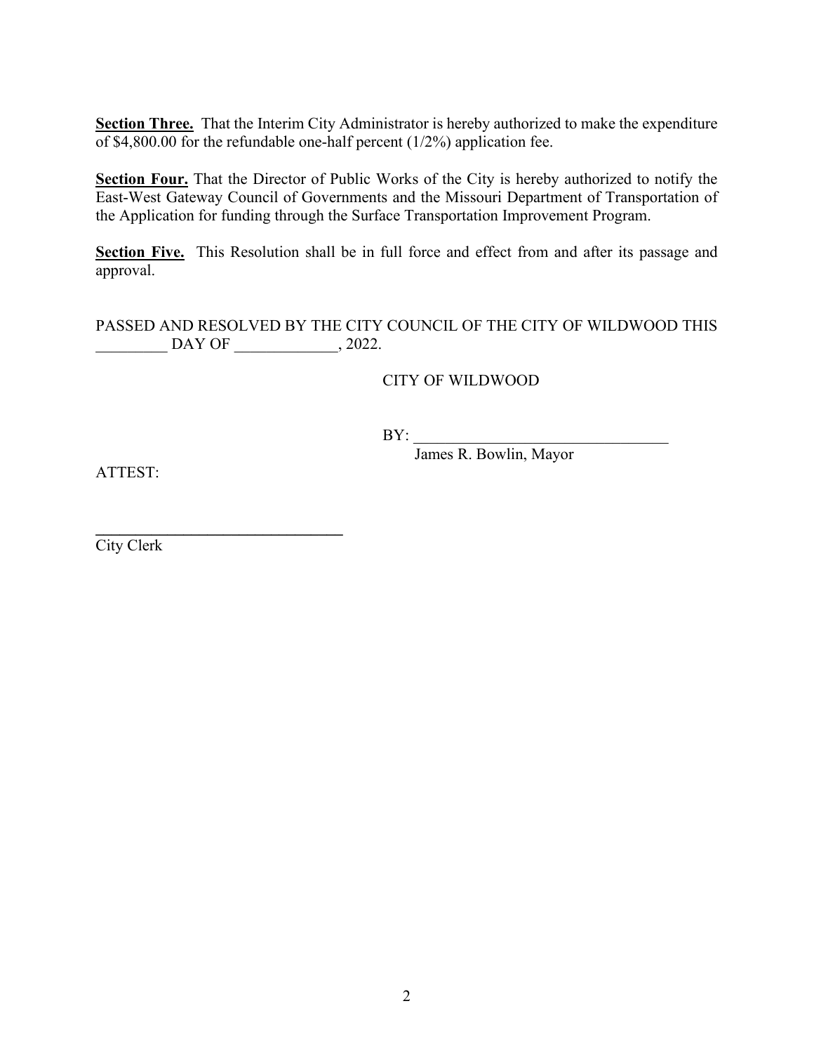**Section Three.** That the Interim City Administrator is hereby authorized to make the expenditure of $4,800.00 for the refundable one-half percent (1/2%) application fee.

**Section Four.** That the Director of Public Works of the City is hereby authorized to notify the East-West Gateway Council of Governments and the Missouri Department of Transportation of the Application for funding through the Surface Transportation Improvement Program.

**Section Five.** This Resolution shall be in full force and effect from and after its passage and approval.

PASSED AND RESOLVED BY THE CITY COUNCIL OF THE CITY OF WILDWOOD THIS _________ DAY OF _____________, 2022.

CITY OF WILDWOOD

BY: ________________________________
James R. Bowlin, Mayor

ATTEST:

________________________________
City Clerk